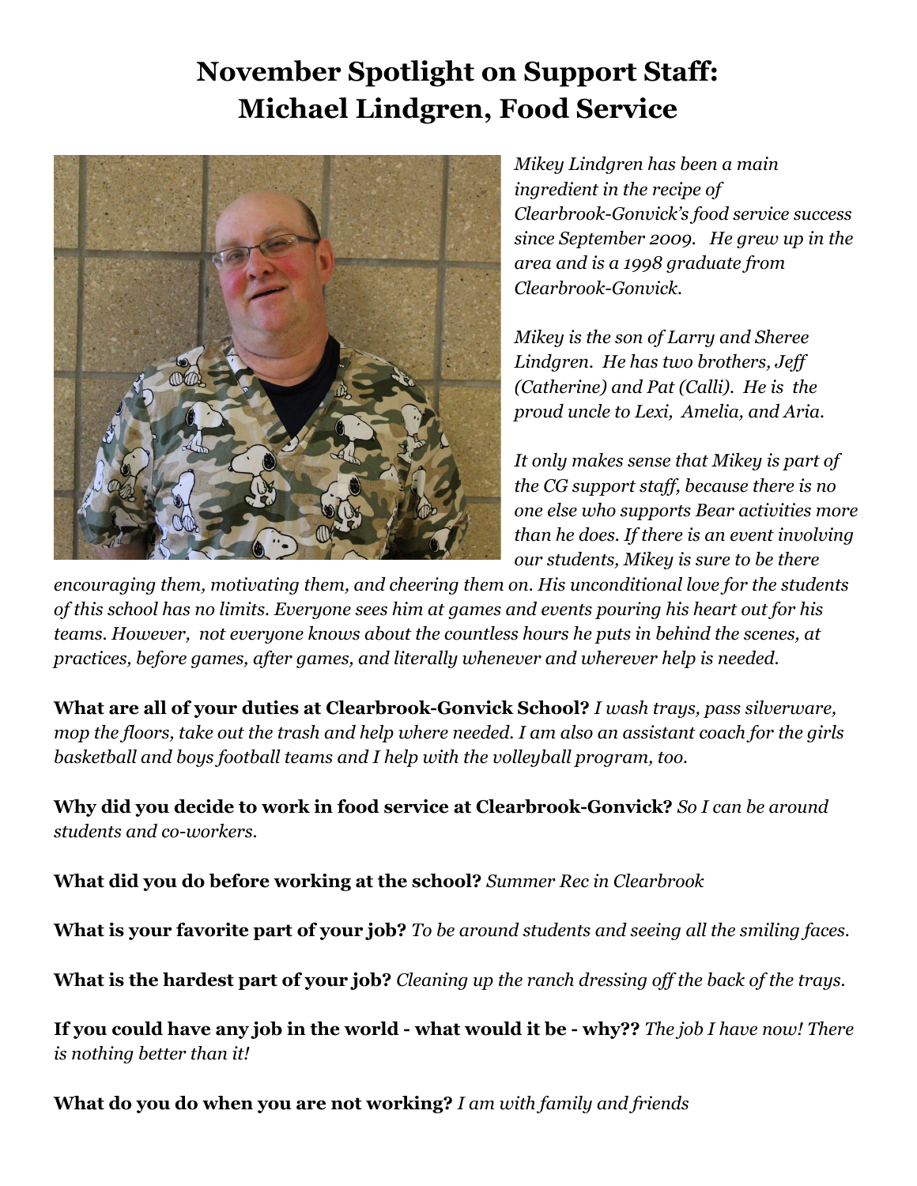# November Spotlight on Support Staff: Michael Lindgren, Food Service

*Mikey Lindgren has been a main ingredient in the recipe of Clearbrook-Gonvick's food service success since September 2009. He grew up in the area and is a 1998 graduate from Clearbrook-Gonvick.*

*Mikey is the son of Larry and Sheree Lindgren. He has two brothers, Jeff (Catherine) and Pat (Calli). He is the proud uncle to Lexi, Amelia, and Aria.*

*It only makes sense that Mikey is part of the CG support staff, because there is no one else who supports Bear activities more than he does. If there is an event involving our students, Mikey is sure to be there encouraging them, motivating them, and cheering them on. His unconditional love for the students of this school has no limits. Everyone sees him at games and events pouring his heart out for his teams. However, not everyone knows about the countless hours he puts in behind the scenes, at practices, before games, after games, and literally whenever and wherever help is needed.*

**What are all of your duties at Clearbrook-Gonvick School?** *I wash trays, pass silverware, mop the floors, take out the trash and help where needed. I am also an assistant coach for the girls basketball and boys football teams and I help with the volleyball program, too.*

**Why did you decide to work in food service at Clearbrook-Gonvick?** *So I can be around students and co-workers.*

**What did you do before working at the school?** *Summer Rec in Clearbrook*

**What is your favorite part of your job?** *To be around students and seeing all the smiling faces.*

**What is the hardest part of your job?** *Cleaning up the ranch dressing off the back of the trays.*

**If you could have any job in the world - what would it be - why??** *The job I have now! There is nothing better than it!*

**What do you do when you are not working?** *I am with family and friends*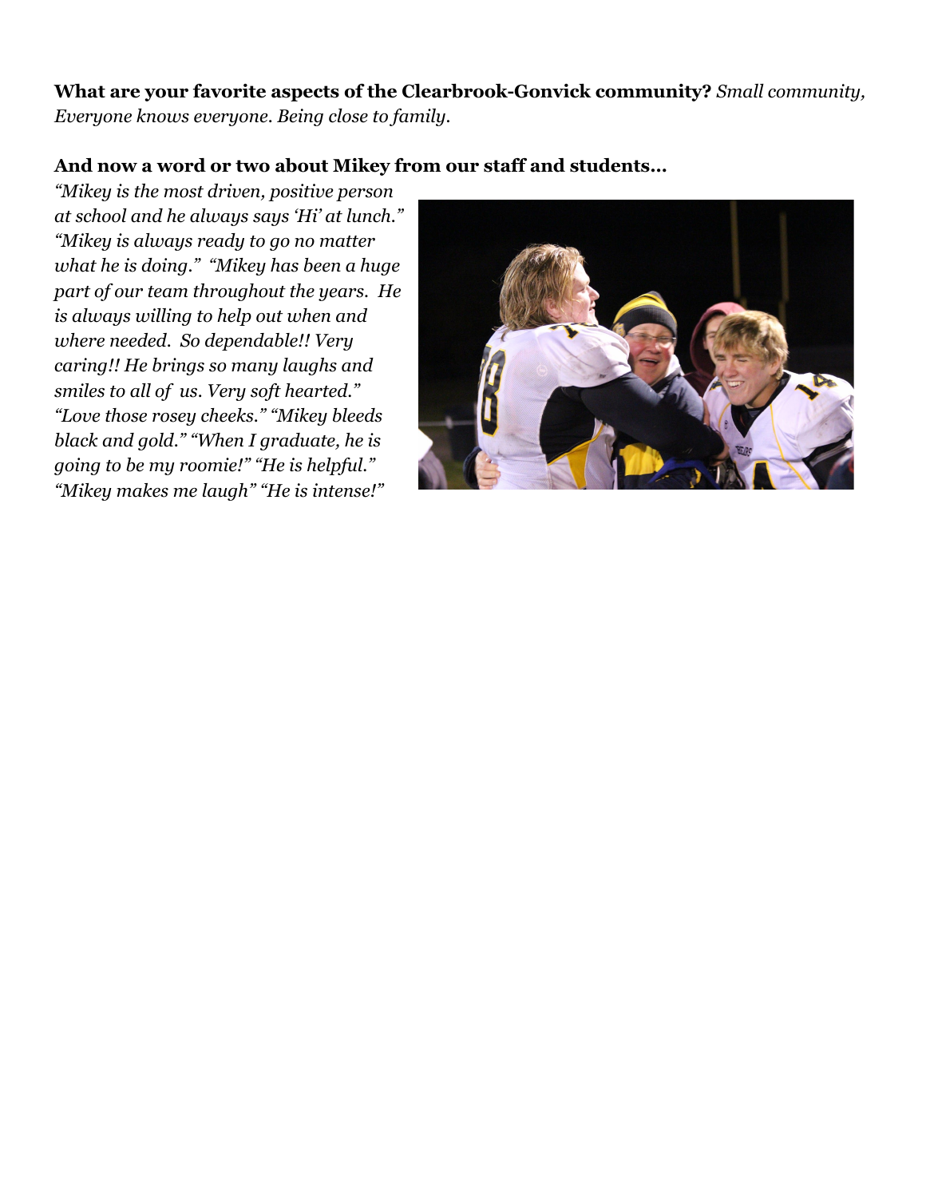**What are your favorite aspects of the Clearbrook-Gonvick community?** *Small community, Everyone knows everyone. Being close to family.*

**And now a word or two about Mikey from our staff and students…**

*"Mikey is the most driven, positive person at school and he always says 'Hi' at lunch." "Mikey is always ready to go no matter what he is doing." "Mikey has been a huge part of our team throughout the years. He is always willing to help out when and where needed. So dependable!! Very caring!! He brings so many laughs and smiles to all of us. Very soft hearted." "Love those rosey cheeks." "Mikey bleeds black and gold." "When I graduate, he is going to be my roomie!" "He is helpful." "Mikey makes me laugh" "He is intense!"*